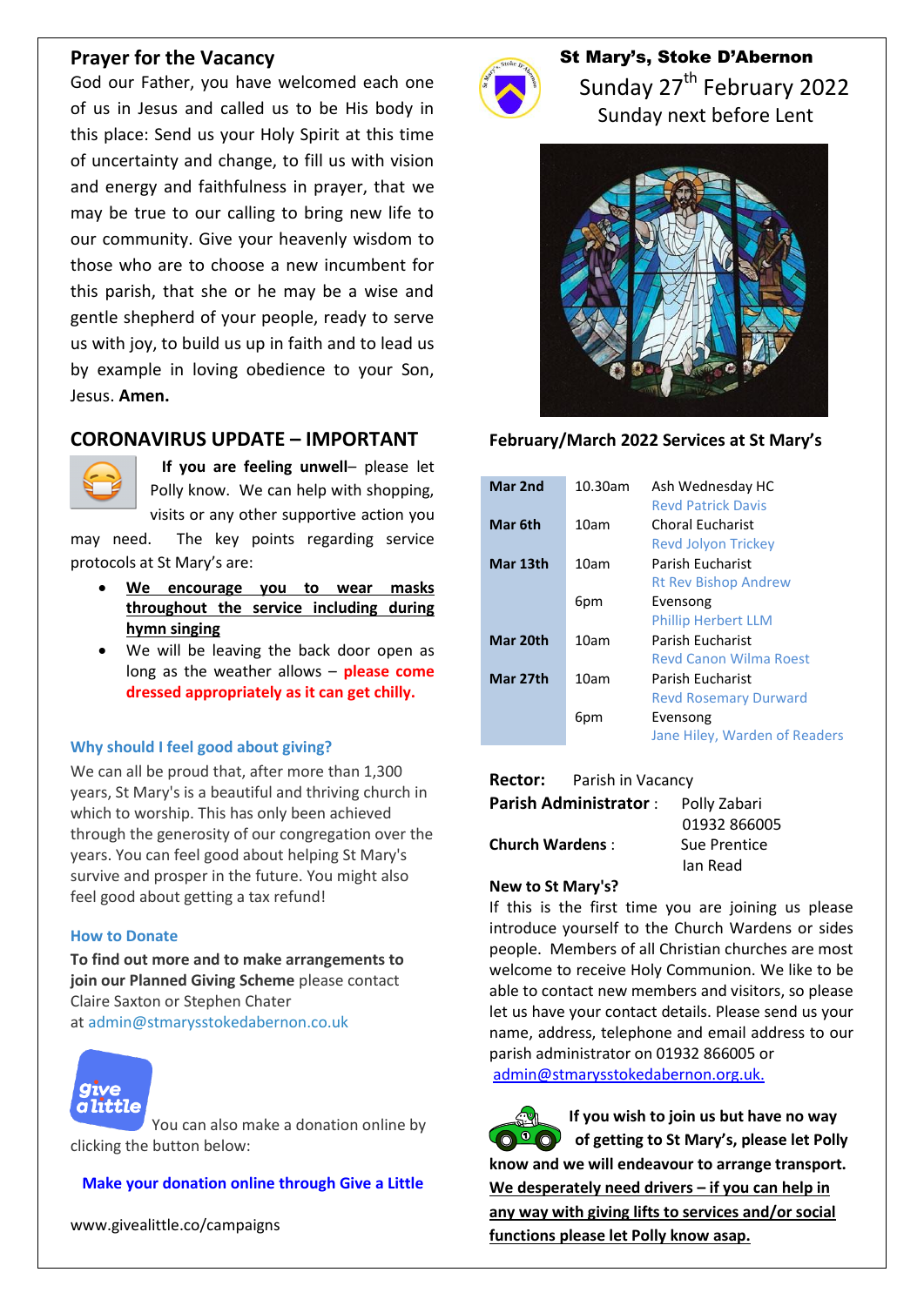## Prayer for the Vacancy

God our Father, you have welcomed each one of us in Jesus and called us to be His body in this place: Send us your Holy Spirit at this time of uncertainty and change, to fill us with vision and energy and faithfulness in prayer, that we may be true to our calling to bring new life to our community. Give your heavenly wisdom to those who are to choose a new incumbent for this parish, that she or he may be a wise and gentle shepherd of your people, ready to serve us with joy, to build us up in faith and to lead us by example in loving obedience to your Son, Jesus. **Amen.**

## CORONAVIRUS UPDATE – IMPORTANT

**If you are feeling unwell**– please let Polly know. We can help with shopping, visits or any other supportive action you may need. The key points regarding service protocols at St Mary's are:

- **We encourage you to wear masks throughout the service including during hymn singing**
- We will be leaving the back door open as long as the weather allows – **please come dressed appropriately as it can get chilly.**

### Why should I feel good about giving?

We can all be proud that, after more than 1,300 years, St Mary's is a beautiful and thriving church in which to worship. This has only been achieved through the generosity of our congregation over the years. You can feel good about helping St Mary's survive and prosper in the future. You might also feel good about getting a tax refund!

### How to Donate

**To find out more and to make arrangements to join our Planned Giving Scheme** please contact Claire Saxton or Stephen Chater at admin@stmarysstokedabernon.co.uk

You can also make a donation online by clicking the button below:

**Make your donation online through Give a Little**

www.givealittle.co/campaigns

# St Mary's, Stoke D'Abernon

Sunday 27th February 2022

Sunday next before Lent

### February/March 2022 Services at St Mary's

| Date | Time | Service |
|---|---|---|
| **Mar 2nd** | 10.30am | Ash Wednesday HC<br>Revd Patrick Davis |
| **Mar 6th** | 10am | Choral Eucharist<br>Revd Jolyon Trickey |
| **Mar 13th** | 10am | Parish Eucharist<br>Rt Rev Bishop Andrew |
| | 6pm | Evensong<br>Phillip Herbert LLM |
| **Mar 20th** | 10am | Parish Eucharist<br>Revd Canon Wilma Roest |
| **Mar 27th** | 10am | Parish Eucharist<br>Revd Rosemary Durward |
| | 6pm | Evensong<br>Jane Hiley, Warden of Readers |

**Rector:** Parish in Vacancy

**Parish Administrator** : Polly Zabari, 01932 866005

**Church Wardens** : Sue Prentice, Ian Read

**New to St Mary's?**

If this is the first time you are joining us please introduce yourself to the Church Wardens or sides people. Members of all Christian churches are most welcome to receive Holy Communion. We like to be able to contact new members and visitors, so please let us have your contact details. Please send us your name, address, telephone and email address to our parish administrator on 01932 866005 or admin@stmarysstokedabernon.org.uk.

**If you wish to join us but have no way of getting to St Mary's, please let Polly know and we will endeavour to arrange transport. We desperately need drivers – if you can help in any way with giving lifts to services and/or social functions please let Polly know asap.**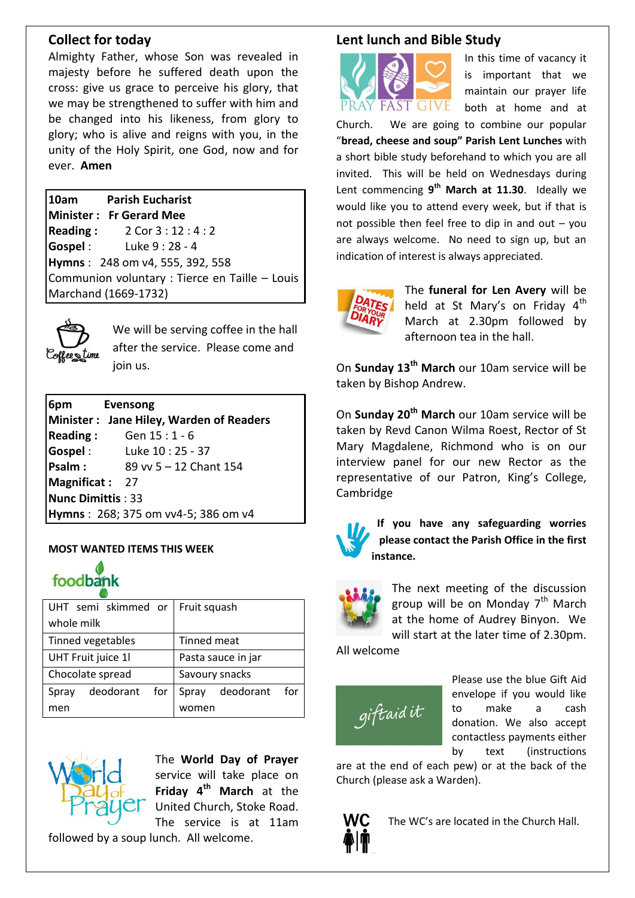## Collect for today

Almighty Father, whose Son was revealed in majesty before he suffered death upon the cross: give us grace to perceive his glory, that we may be strengthened to suffer with him and be changed into his likeness, from glory to glory; who is alive and reigns with you, in the unity of the Holy Spirit, one God, now and for ever. **Amen**

**10am Parish Eucharist**
**Minister : Fr Gerard Mee**
**Reading :** 2 Cor 3 : 12 : 4 : 2
**Gospel** : Luke 9 : 28 - 4
**Hymns** : 248 om v4, 555, 392, 558
Communion voluntary : Tierce en Taille – Louis Marchand (1669-1732)

We will be serving coffee in the hall after the service. Please come and join us.

**6pm Evensong**
**Minister : Jane Hiley, Warden of Readers**
**Reading :** Gen 15 : 1 - 6
**Gospel** : Luke 10 : 25 - 37
**Psalm :** 89 vv 5 – 12 Chant 154
**Magnificat :** 27
**Nunc Dimittis** : 33
**Hymns** : 268; 375 om vv4-5; 386 om v4

**MOST WANTED ITEMS THIS WEEK**

foodbank

| | |
|---|---|
| UHT semi skimmed or whole milk | Fruit squash |
| Tinned vegetables | Tinned meat |
| UHT Fruit juice 1l | Pasta sauce in jar |
| Chocolate spread | Savoury snacks |
| Spray deodorant for men | Spray deodorant for women |

The **World Day of Prayer** service will take place on **Friday 4th March** at the United Church, Stoke Road. The service is at 11am followed by a soup lunch. All welcome.

## Lent lunch and Bible Study

In this time of vacancy it is important that we maintain our prayer life both at home and at Church. We are going to combine our popular "**bread, cheese and soup" Parish Lent Lunches** with a short bible study beforehand to which you are all invited. This will be held on Wednesdays during Lent commencing **9th March at 11.30**. Ideally we would like you to attend every week, but if that is not possible then feel free to dip in and out – you are always welcome. No need to sign up, but an indication of interest is always appreciated.

The **funeral for Len Avery** will be held at St Mary's on Friday 4th March at 2.30pm followed by afternoon tea in the hall.

On **Sunday 13th March** our 10am service will be taken by Bishop Andrew.

On **Sunday 20th March** our 10am service will be taken by Revd Canon Wilma Roest, Rector of St Mary Magdalene, Richmond who is on our interview panel for our new Rector as the representative of our Patron, King's College, Cambridge

**If you have any safeguarding worries please contact the Parish Office in the first instance.**

The next meeting of the discussion group will be on Monday 7th March at the home of Audrey Binyon. We will start at the later time of 2.30pm. All welcome

Please use the blue Gift Aid envelope if you would like to make a cash donation. We also accept contactless payments either by text (instructions are at the end of each pew) or at the back of the Church (please ask a Warden).

The WC's are located in the Church Hall.